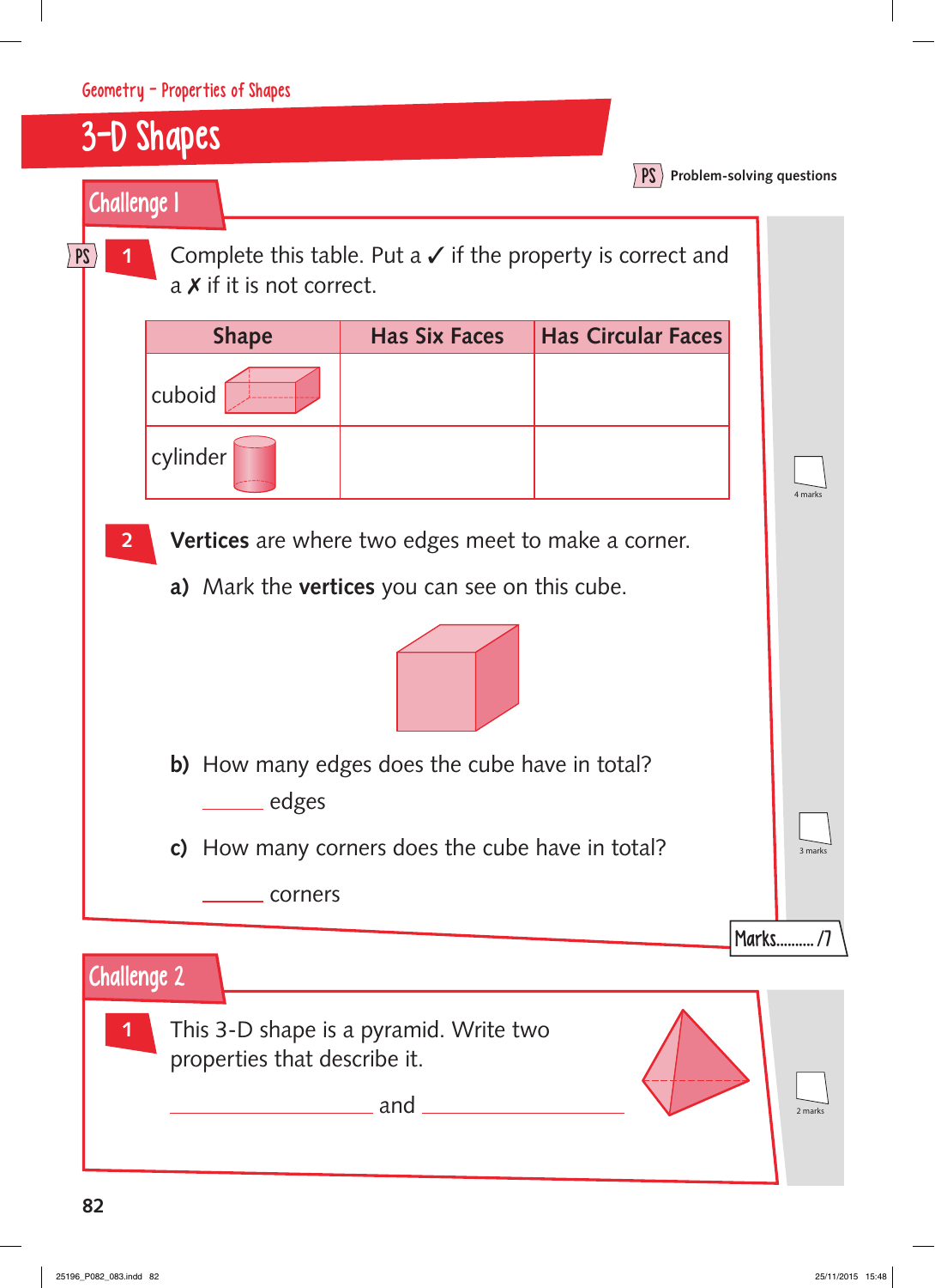Geometry – Properties of Shapes

# 3-D Shapes

PS Problem-solving questions

## Challenge 1

PS **1** Complete this table. Put a ✓ if the property is correct and a ✗ if it is not correct.

| Shape | Has Six Faces | Has Circular Faces |
| --- | --- | --- |
| cuboid | | |
| cylinder | | |

4 marks

**2** **Vertices** are where two edges meet to make a corner.

**a)** Mark the **vertices** you can see on this cube.

**b)** How many edges does the cube have in total?

______ edges

**c)** How many corners does the cube have in total?

______ corners

3 marks

Marks........./7

## Challenge 2

**1** This 3-D shape is a pyramid. Write two properties that describe it.

____________________ and ____________________

2 marks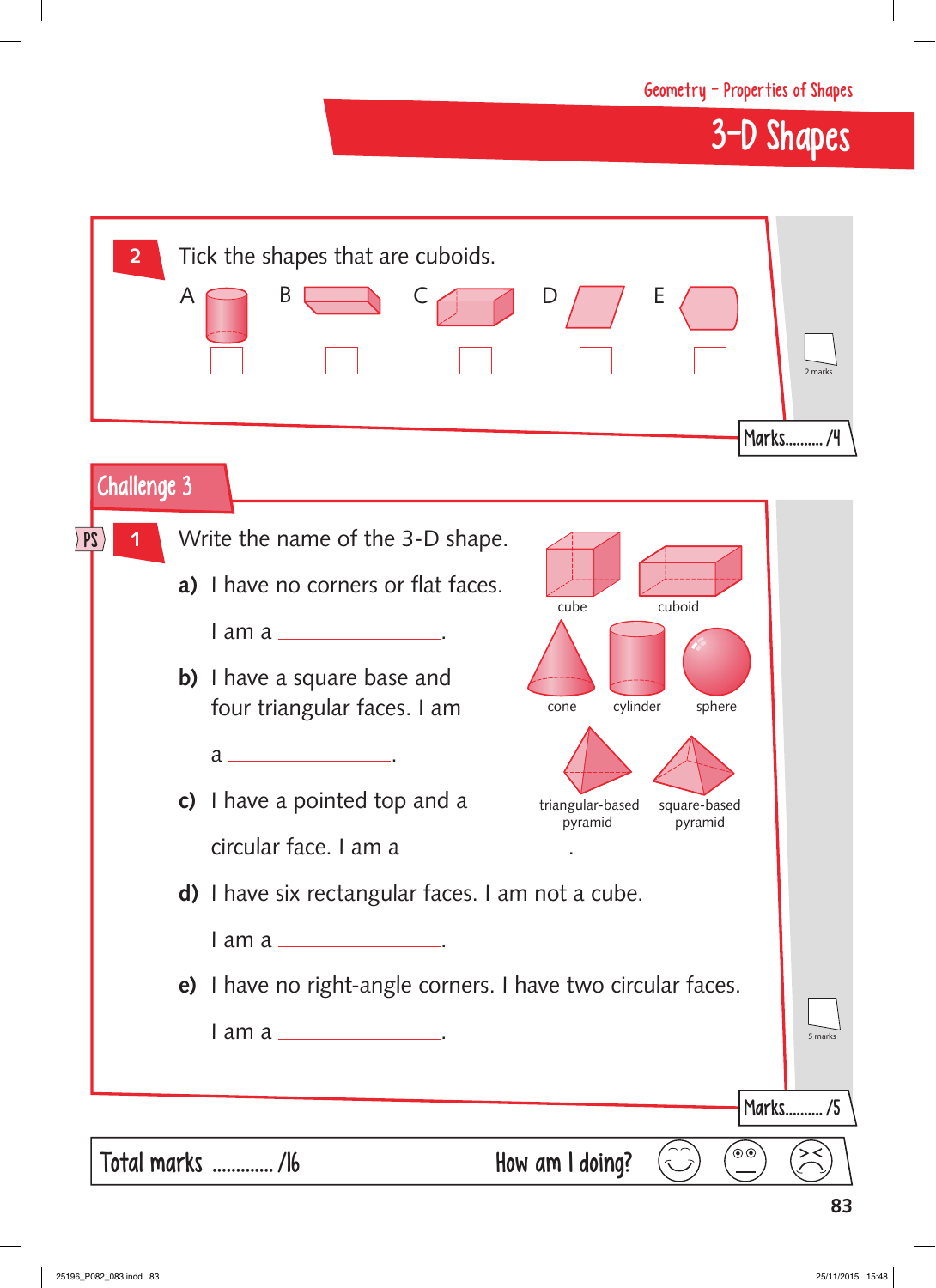Geometry – Properties of Shapes

# 3-D Shapes

**2** Tick the shapes that are cuboids.

A B C D E

2 marks

Marks........../4

## Challenge 3

PS **1** Write the name of the 3-D shape.

cube
cuboid
cone
cylinder
sphere
triangular-based pyramid
square-based pyramid

**a)** I have no corners or flat faces.

I am a ________________.

**b)** I have a square base and four triangular faces. I am

a ________________.

**c)** I have a pointed top and a circular face. I am a ________________.

**d)** I have six rectangular faces. I am not a cube.

I am a ________________.

**e)** I have no right-angle corners. I have two circular faces.

I am a ________________.

5 marks

Marks........../5

Total marks ............/16 How am I doing?